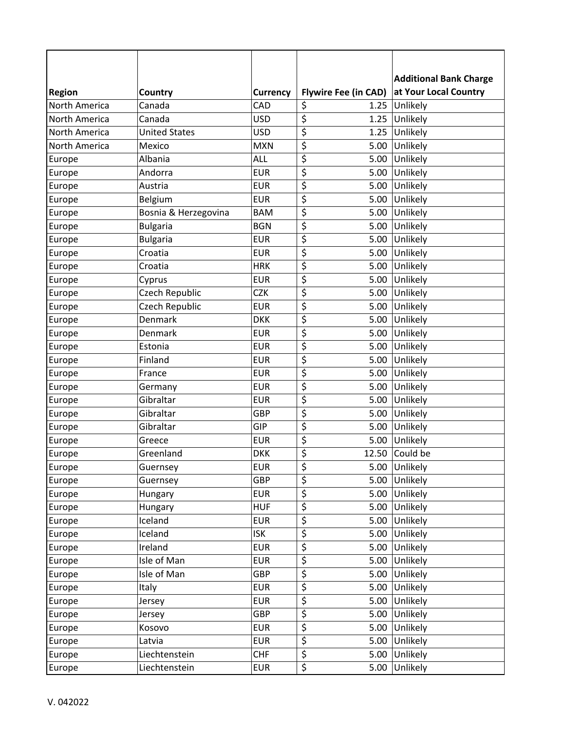| Region | Country | Currency | Flywire Fee (in CAD) | Additional Bank Charge at Your Local Country |
|---|---|---|---|---|
| North America | Canada | CAD | $ 1.25 | Unlikely |
| North America | Canada | USD | $ 1.25 | Unlikely |
| North America | United States | USD | $ 1.25 | Unlikely |
| North America | Mexico | MXN | $ 5.00 | Unlikely |
| Europe | Albania | ALL | $ 5.00 | Unlikely |
| Europe | Andorra | EUR | $ 5.00 | Unlikely |
| Europe | Austria | EUR | $ 5.00 | Unlikely |
| Europe | Belgium | EUR | $ 5.00 | Unlikely |
| Europe | Bosnia & Herzegovina | BAM | $ 5.00 | Unlikely |
| Europe | Bulgaria | BGN | $ 5.00 | Unlikely |
| Europe | Bulgaria | EUR | $ 5.00 | Unlikely |
| Europe | Croatia | EUR | $ 5.00 | Unlikely |
| Europe | Croatia | HRK | $ 5.00 | Unlikely |
| Europe | Cyprus | EUR | $ 5.00 | Unlikely |
| Europe | Czech Republic | CZK | $ 5.00 | Unlikely |
| Europe | Czech Republic | EUR | $ 5.00 | Unlikely |
| Europe | Denmark | DKK | $ 5.00 | Unlikely |
| Europe | Denmark | EUR | $ 5.00 | Unlikely |
| Europe | Estonia | EUR | $ 5.00 | Unlikely |
| Europe | Finland | EUR | $ 5.00 | Unlikely |
| Europe | France | EUR | $ 5.00 | Unlikely |
| Europe | Germany | EUR | $ 5.00 | Unlikely |
| Europe | Gibraltar | EUR | $ 5.00 | Unlikely |
| Europe | Gibraltar | GBP | $ 5.00 | Unlikely |
| Europe | Gibraltar | GIP | $ 5.00 | Unlikely |
| Europe | Greece | EUR | $ 5.00 | Unlikely |
| Europe | Greenland | DKK | $ 12.50 | Could be |
| Europe | Guernsey | EUR | $ 5.00 | Unlikely |
| Europe | Guernsey | GBP | $ 5.00 | Unlikely |
| Europe | Hungary | EUR | $ 5.00 | Unlikely |
| Europe | Hungary | HUF | $ 5.00 | Unlikely |
| Europe | Iceland | EUR | $ 5.00 | Unlikely |
| Europe | Iceland | ISK | $ 5.00 | Unlikely |
| Europe | Ireland | EUR | $ 5.00 | Unlikely |
| Europe | Isle of Man | EUR | $ 5.00 | Unlikely |
| Europe | Isle of Man | GBP | $ 5.00 | Unlikely |
| Europe | Italy | EUR | $ 5.00 | Unlikely |
| Europe | Jersey | EUR | $ 5.00 | Unlikely |
| Europe | Jersey | GBP | $ 5.00 | Unlikely |
| Europe | Kosovo | EUR | $ 5.00 | Unlikely |
| Europe | Latvia | EUR | $ 5.00 | Unlikely |
| Europe | Liechtenstein | CHF | $ 5.00 | Unlikely |
| Europe | Liechtenstein | EUR | $ 5.00 | Unlikely |

V. 042022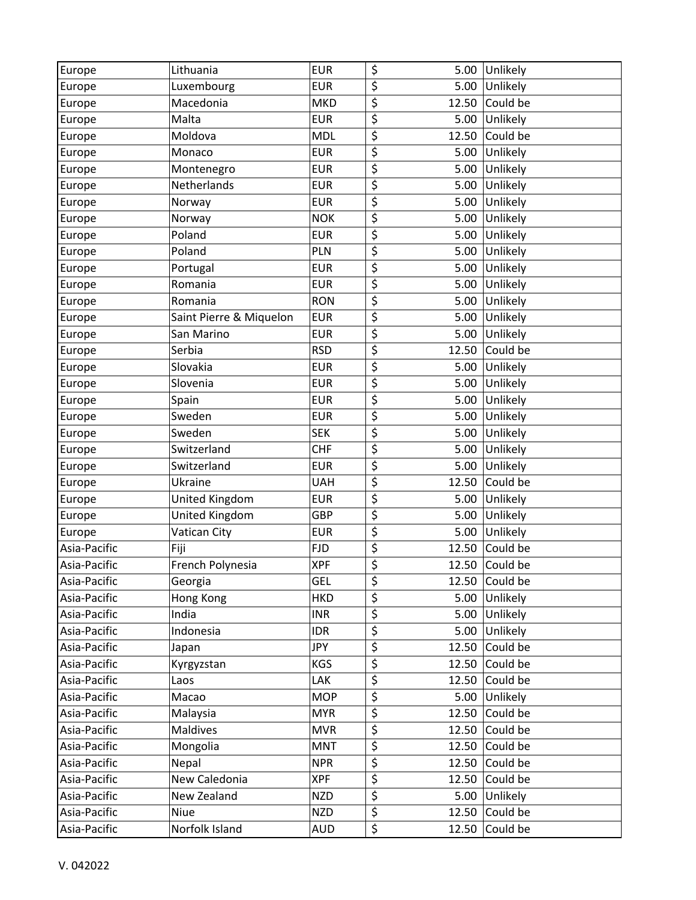| | | | | | |
|---|---|---|---|---|---|
| Europe | Lithuania | EUR | $ | 5.00 | Unlikely |
| Europe | Luxembourg | EUR | $ | 5.00 | Unlikely |
| Europe | Macedonia | MKD | $ | 12.50 | Could be |
| Europe | Malta | EUR | $ | 5.00 | Unlikely |
| Europe | Moldova | MDL | $ | 12.50 | Could be |
| Europe | Monaco | EUR | $ | 5.00 | Unlikely |
| Europe | Montenegro | EUR | $ | 5.00 | Unlikely |
| Europe | Netherlands | EUR | $ | 5.00 | Unlikely |
| Europe | Norway | EUR | $ | 5.00 | Unlikely |
| Europe | Norway | NOK | $ | 5.00 | Unlikely |
| Europe | Poland | EUR | $ | 5.00 | Unlikely |
| Europe | Poland | PLN | $ | 5.00 | Unlikely |
| Europe | Portugal | EUR | $ | 5.00 | Unlikely |
| Europe | Romania | EUR | $ | 5.00 | Unlikely |
| Europe | Romania | RON | $ | 5.00 | Unlikely |
| Europe | Saint Pierre & Miquelon | EUR | $ | 5.00 | Unlikely |
| Europe | San Marino | EUR | $ | 5.00 | Unlikely |
| Europe | Serbia | RSD | $ | 12.50 | Could be |
| Europe | Slovakia | EUR | $ | 5.00 | Unlikely |
| Europe | Slovenia | EUR | $ | 5.00 | Unlikely |
| Europe | Spain | EUR | $ | 5.00 | Unlikely |
| Europe | Sweden | EUR | $ | 5.00 | Unlikely |
| Europe | Sweden | SEK | $ | 5.00 | Unlikely |
| Europe | Switzerland | CHF | $ | 5.00 | Unlikely |
| Europe | Switzerland | EUR | $ | 5.00 | Unlikely |
| Europe | Ukraine | UAH | $ | 12.50 | Could be |
| Europe | United Kingdom | EUR | $ | 5.00 | Unlikely |
| Europe | United Kingdom | GBP | $ | 5.00 | Unlikely |
| Europe | Vatican City | EUR | $ | 5.00 | Unlikely |
| Asia-Pacific | Fiji | FJD | $ | 12.50 | Could be |
| Asia-Pacific | French Polynesia | XPF | $ | 12.50 | Could be |
| Asia-Pacific | Georgia | GEL | $ | 12.50 | Could be |
| Asia-Pacific | Hong Kong | HKD | $ | 5.00 | Unlikely |
| Asia-Pacific | India | INR | $ | 5.00 | Unlikely |
| Asia-Pacific | Indonesia | IDR | $ | 5.00 | Unlikely |
| Asia-Pacific | Japan | JPY | $ | 12.50 | Could be |
| Asia-Pacific | Kyrgyzstan | KGS | $ | 12.50 | Could be |
| Asia-Pacific | Laos | LAK | $ | 12.50 | Could be |
| Asia-Pacific | Macao | MOP | $ | 5.00 | Unlikely |
| Asia-Pacific | Malaysia | MYR | $ | 12.50 | Could be |
| Asia-Pacific | Maldives | MVR | $ | 12.50 | Could be |
| Asia-Pacific | Mongolia | MNT | $ | 12.50 | Could be |
| Asia-Pacific | Nepal | NPR | $ | 12.50 | Could be |
| Asia-Pacific | New Caledonia | XPF | $ | 12.50 | Could be |
| Asia-Pacific | New Zealand | NZD | $ | 5.00 | Unlikely |
| Asia-Pacific | Niue | NZD | $ | 12.50 | Could be |
| Asia-Pacific | Norfolk Island | AUD | $ | 12.50 | Could be |

V. 042022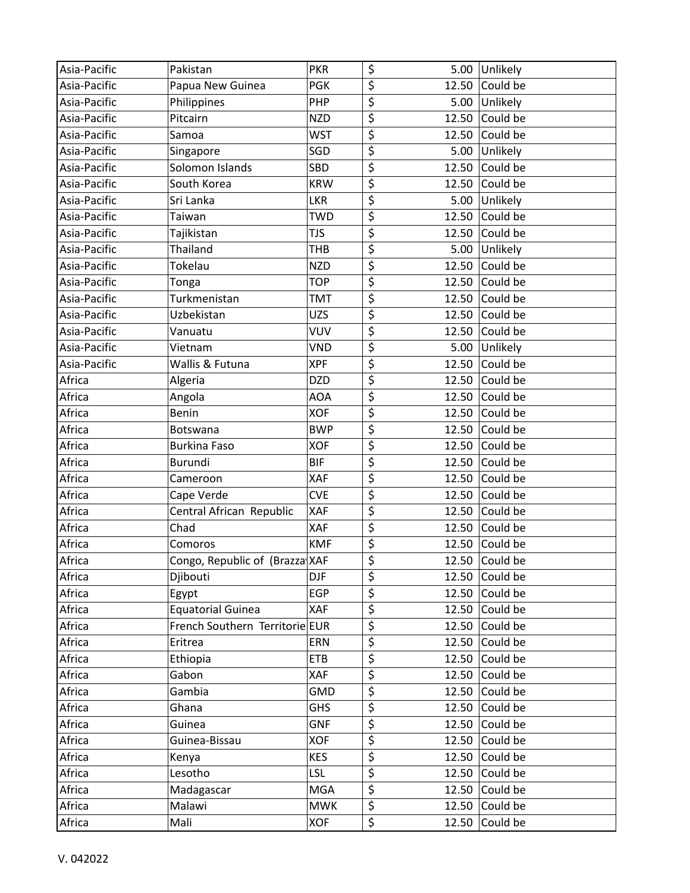| | | | | |
|---|---|---|---|---|
| Asia-Pacific | Pakistan | PKR | $ 5.00 | Unlikely |
| Asia-Pacific | Papua New Guinea | PGK | $ 12.50 | Could be |
| Asia-Pacific | Philippines | PHP | $ 5.00 | Unlikely |
| Asia-Pacific | Pitcairn | NZD | $ 12.50 | Could be |
| Asia-Pacific | Samoa | WST | $ 12.50 | Could be |
| Asia-Pacific | Singapore | SGD | $ 5.00 | Unlikely |
| Asia-Pacific | Solomon Islands | SBD | $ 12.50 | Could be |
| Asia-Pacific | South Korea | KRW | $ 12.50 | Could be |
| Asia-Pacific | Sri Lanka | LKR | $ 5.00 | Unlikely |
| Asia-Pacific | Taiwan | TWD | $ 12.50 | Could be |
| Asia-Pacific | Tajikistan | TJS | $ 12.50 | Could be |
| Asia-Pacific | Thailand | THB | $ 5.00 | Unlikely |
| Asia-Pacific | Tokelau | NZD | $ 12.50 | Could be |
| Asia-Pacific | Tonga | TOP | $ 12.50 | Could be |
| Asia-Pacific | Turkmenistan | TMT | $ 12.50 | Could be |
| Asia-Pacific | Uzbekistan | UZS | $ 12.50 | Could be |
| Asia-Pacific | Vanuatu | VUV | $ 12.50 | Could be |
| Asia-Pacific | Vietnam | VND | $ 5.00 | Unlikely |
| Asia-Pacific | Wallis & Futuna | XPF | $ 12.50 | Could be |
| Africa | Algeria | DZD | $ 12.50 | Could be |
| Africa | Angola | AOA | $ 12.50 | Could be |
| Africa | Benin | XOF | $ 12.50 | Could be |
| Africa | Botswana | BWP | $ 12.50 | Could be |
| Africa | Burkina Faso | XOF | $ 12.50 | Could be |
| Africa | Burundi | BIF | $ 12.50 | Could be |
| Africa | Cameroon | XAF | $ 12.50 | Could be |
| Africa | Cape Verde | CVE | $ 12.50 | Could be |
| Africa | Central African Republic | XAF | $ 12.50 | Could be |
| Africa | Chad | XAF | $ 12.50 | Could be |
| Africa | Comoros | KMF | $ 12.50 | Could be |
| Africa | Congo, Republic of (Brazza | XAF | $ 12.50 | Could be |
| Africa | Djibouti | DJF | $ 12.50 | Could be |
| Africa | Egypt | EGP | $ 12.50 | Could be |
| Africa | Equatorial Guinea | XAF | $ 12.50 | Could be |
| Africa | French Southern Territorie | EUR | $ 12.50 | Could be |
| Africa | Eritrea | ERN | $ 12.50 | Could be |
| Africa | Ethiopia | ETB | $ 12.50 | Could be |
| Africa | Gabon | XAF | $ 12.50 | Could be |
| Africa | Gambia | GMD | $ 12.50 | Could be |
| Africa | Ghana | GHS | $ 12.50 | Could be |
| Africa | Guinea | GNF | $ 12.50 | Could be |
| Africa | Guinea-Bissau | XOF | $ 12.50 | Could be |
| Africa | Kenya | KES | $ 12.50 | Could be |
| Africa | Lesotho | LSL | $ 12.50 | Could be |
| Africa | Madagascar | MGA | $ 12.50 | Could be |
| Africa | Malawi | MWK | $ 12.50 | Could be |
| Africa | Mali | XOF | $ 12.50 | Could be |

V. 042022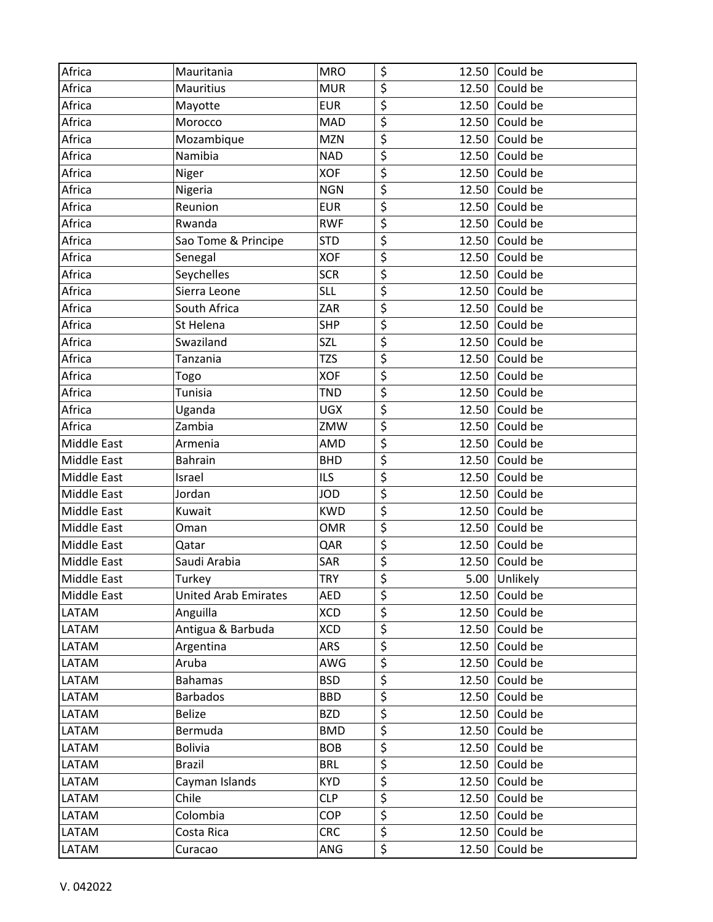| | | | | |
|---|---|---|---|---|
| Africa | Mauritania | MRO | $ 12.50 | Could be |
| Africa | Mauritius | MUR | $ 12.50 | Could be |
| Africa | Mayotte | EUR | $ 12.50 | Could be |
| Africa | Morocco | MAD | $ 12.50 | Could be |
| Africa | Mozambique | MZN | $ 12.50 | Could be |
| Africa | Namibia | NAD | $ 12.50 | Could be |
| Africa | Niger | XOF | $ 12.50 | Could be |
| Africa | Nigeria | NGN | $ 12.50 | Could be |
| Africa | Reunion | EUR | $ 12.50 | Could be |
| Africa | Rwanda | RWF | $ 12.50 | Could be |
| Africa | Sao Tome & Principe | STD | $ 12.50 | Could be |
| Africa | Senegal | XOF | $ 12.50 | Could be |
| Africa | Seychelles | SCR | $ 12.50 | Could be |
| Africa | Sierra Leone | SLL | $ 12.50 | Could be |
| Africa | South Africa | ZAR | $ 12.50 | Could be |
| Africa | St Helena | SHP | $ 12.50 | Could be |
| Africa | Swaziland | SZL | $ 12.50 | Could be |
| Africa | Tanzania | TZS | $ 12.50 | Could be |
| Africa | Togo | XOF | $ 12.50 | Could be |
| Africa | Tunisia | TND | $ 12.50 | Could be |
| Africa | Uganda | UGX | $ 12.50 | Could be |
| Africa | Zambia | ZMW | $ 12.50 | Could be |
| Middle East | Armenia | AMD | $ 12.50 | Could be |
| Middle East | Bahrain | BHD | $ 12.50 | Could be |
| Middle East | Israel | ILS | $ 12.50 | Could be |
| Middle East | Jordan | JOD | $ 12.50 | Could be |
| Middle East | Kuwait | KWD | $ 12.50 | Could be |
| Middle East | Oman | OMR | $ 12.50 | Could be |
| Middle East | Qatar | QAR | $ 12.50 | Could be |
| Middle East | Saudi Arabia | SAR | $ 12.50 | Could be |
| Middle East | Turkey | TRY | $ 5.00 | Unlikely |
| Middle East | United Arab Emirates | AED | $ 12.50 | Could be |
| LATAM | Anguilla | XCD | $ 12.50 | Could be |
| LATAM | Antigua & Barbuda | XCD | $ 12.50 | Could be |
| LATAM | Argentina | ARS | $ 12.50 | Could be |
| LATAM | Aruba | AWG | $ 12.50 | Could be |
| LATAM | Bahamas | BSD | $ 12.50 | Could be |
| LATAM | Barbados | BBD | $ 12.50 | Could be |
| LATAM | Belize | BZD | $ 12.50 | Could be |
| LATAM | Bermuda | BMD | $ 12.50 | Could be |
| LATAM | Bolivia | BOB | $ 12.50 | Could be |
| LATAM | Brazil | BRL | $ 12.50 | Could be |
| LATAM | Cayman Islands | KYD | $ 12.50 | Could be |
| LATAM | Chile | CLP | $ 12.50 | Could be |
| LATAM | Colombia | COP | $ 12.50 | Could be |
| LATAM | Costa Rica | CRC | $ 12.50 | Could be |
| LATAM | Curacao | ANG | $ 12.50 | Could be |

V. 042022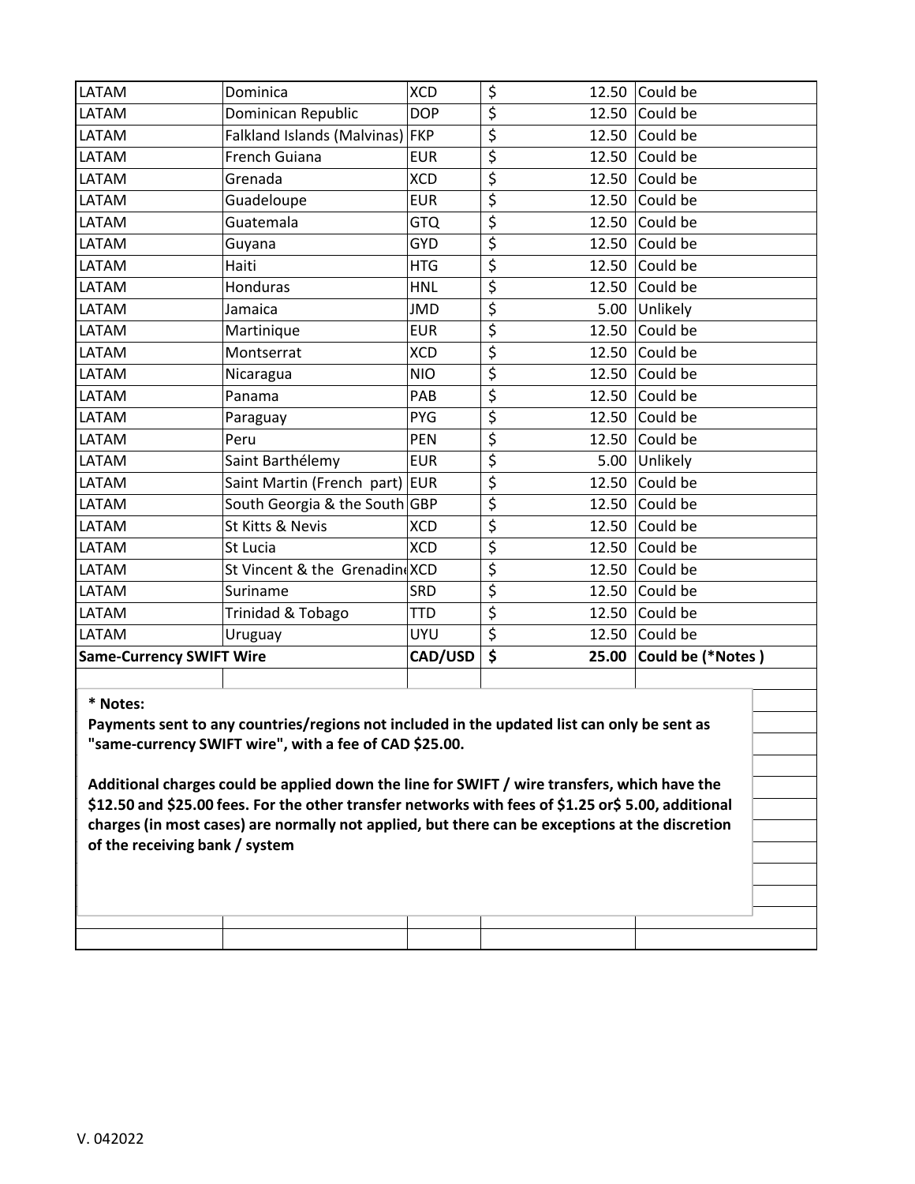| | | | | |
|---|---|---|---|---|
| LATAM | Dominica | XCD | $ 12.50 | Could be |
| LATAM | Dominican Republic | DOP | $ 12.50 | Could be |
| LATAM | Falkland Islands (Malvinas) | FKP | $ 12.50 | Could be |
| LATAM | French Guiana | EUR | $ 12.50 | Could be |
| LATAM | Grenada | XCD | $ 12.50 | Could be |
| LATAM | Guadeloupe | EUR | $ 12.50 | Could be |
| LATAM | Guatemala | GTQ | $ 12.50 | Could be |
| LATAM | Guyana | GYD | $ 12.50 | Could be |
| LATAM | Haiti | HTG | $ 12.50 | Could be |
| LATAM | Honduras | HNL | $ 12.50 | Could be |
| LATAM | Jamaica | JMD | $ 5.00 | Unlikely |
| LATAM | Martinique | EUR | $ 12.50 | Could be |
| LATAM | Montserrat | XCD | $ 12.50 | Could be |
| LATAM | Nicaragua | NIO | $ 12.50 | Could be |
| LATAM | Panama | PAB | $ 12.50 | Could be |
| LATAM | Paraguay | PYG | $ 12.50 | Could be |
| LATAM | Peru | PEN | $ 12.50 | Could be |
| LATAM | Saint Barthélemy | EUR | $ 5.00 | Unlikely |
| LATAM | Saint Martin (French part) | EUR | $ 12.50 | Could be |
| LATAM | South Georgia & the South | GBP | $ 12.50 | Could be |
| LATAM | St Kitts & Nevis | XCD | $ 12.50 | Could be |
| LATAM | St Lucia | XCD | $ 12.50 | Could be |
| LATAM | St Vincent & the Grenadin | XCD | $ 12.50 | Could be |
| LATAM | Suriname | SRD | $ 12.50 | Could be |
| LATAM | Trinidad & Tobago | TTD | $ 12.50 | Could be |
| LATAM | Uruguay | UYU | $ 12.50 | Could be |
| **Same-Currency SWIFT Wire** | | **CAD/USD** | **$ 25.00** | **Could be (*Notes )** |

**\* Notes:**

**Payments sent to any countries/regions not included in the updated list can only be sent as "same-currency SWIFT wire", with a fee of CAD $25.00.**

**Additional charges could be applied down the line for SWIFT / wire transfers, which have the $12.50 and $25.00 fees. For the other transfer networks with fees of $1.25 or$ 5.00, additional charges (in most cases) are normally not applied, but there can be exceptions at the discretion of the receiving bank / system**

V. 042022